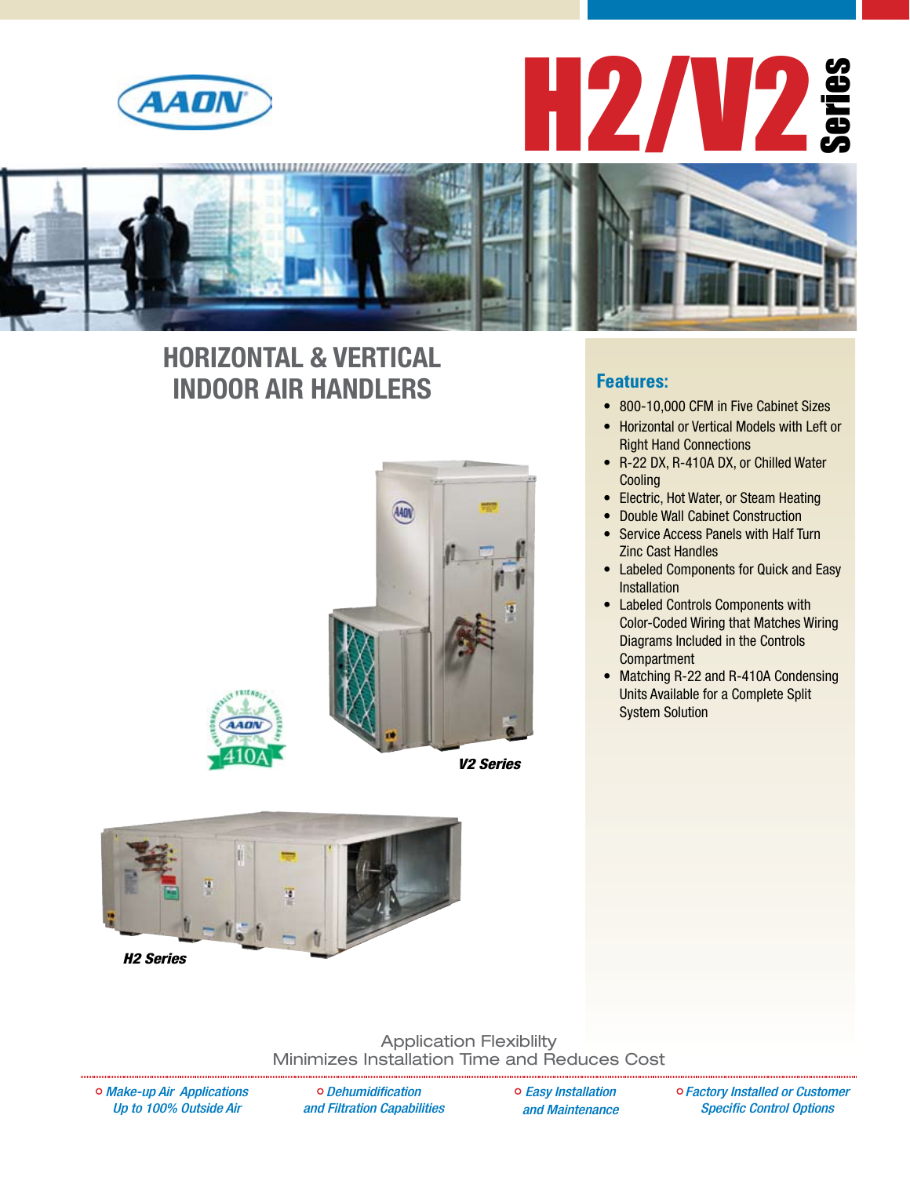# H2/V2 Series

## HORIZONTAL & VERTICAL INDOOR AIR HANDLERS

V2 Series

H2 Series

### Features:

- 800-10,000 CFM in Five Cabinet Sizes
- Horizontal or Vertical Models with Left or Right Hand Connections
- R-22 DX, R-410A DX, or Chilled Water Cooling
- Electric, Hot Water, or Steam Heating
- Double Wall Cabinet Construction
- Service Access Panels with Half Turn Zinc Cast Handles
- Labeled Components for Quick and Easy Installation
- Labeled Controls Components with Color-Coded Wiring that Matches Wiring Diagrams Included in the Controls Compartment
- Matching R-22 and R-410A Condensing Units Available for a Complete Split System Solution

Application Flexiblilty
Minimizes Installation Time and Reduces Cost

- *Make-up Air Applications Up to 100% Outside Air*
- *Dehumidification and Filtration Capabilities*
- *Easy Installation and Maintenance*
- *Factory Installed or Customer Specific Control Options*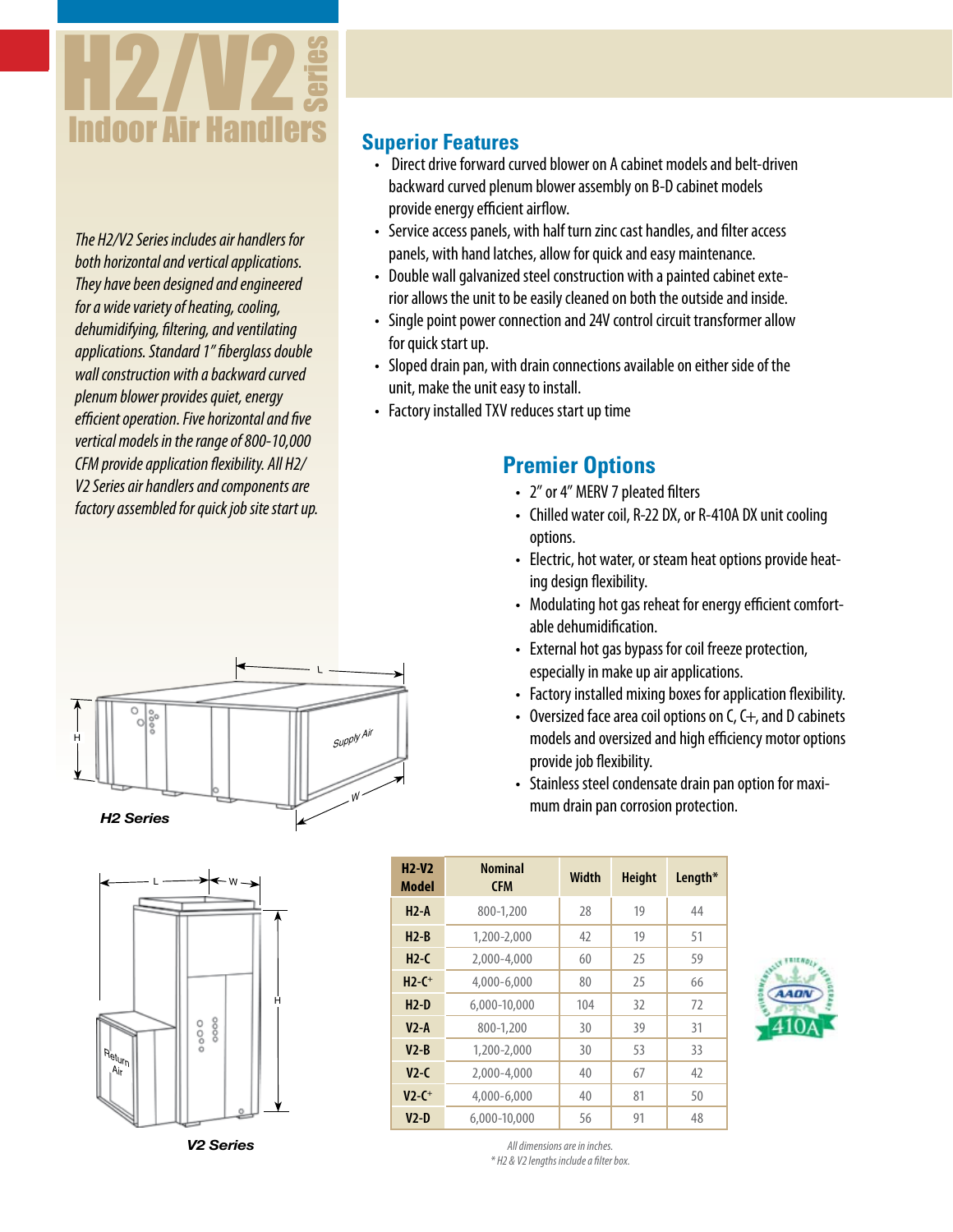# H2/V2 Series Indoor Air Handlers

*The H2/V2 Series includes air handlers for both horizontal and vertical applications. They have been designed and engineered for a wide variety of heating, cooling, dehumidifying, filtering, and ventilating applications. Standard 1" fiberglass double wall construction with a backward curved plenum blower provides quiet, energy efficient operation. Five horizontal and five vertical models in the range of 800-10,000 CFM provide application flexibility. All H2/V2 Series air handlers and components are factory assembled for quick job site start up.*

## Superior Features

- Direct drive forward curved blower on A cabinet models and belt-driven backward curved plenum blower assembly on B-D cabinet models provide energy efficient airflow.
- Service access panels, with half turn zinc cast handles, and filter access panels, with hand latches, allow for quick and easy maintenance.
- Double wall galvanized steel construction with a painted cabinet exterior allows the unit to be easily cleaned on both the outside and inside.
- Single point power connection and 24V control circuit transformer allow for quick start up.
- Sloped drain pan, with drain connections available on either side of the unit, make the unit easy to install.
- Factory installed TXV reduces start up time

## Premier Options

- 2" or 4" MERV 7 pleated filters
- Chilled water coil, R-22 DX, or R-410A DX unit cooling options.
- Electric, hot water, or steam heat options provide heating design flexibility.
- Modulating hot gas reheat for energy efficient comfortable dehumidification.
- External hot gas bypass for coil freeze protection, especially in make up air applications.
- Factory installed mixing boxes for application flexibility.
- Oversized face area coil options on C, C+, and D cabinets models and oversized and high efficiency motor options provide job flexibility.
- Stainless steel condensate drain pan option for maximum drain pan corrosion protection.

**H2 Series**

**V2 Series**

| H2-V2 Model | Nominal CFM | Width | Height | Length* |
|---|---|---|---|---|
| H2-A | 800-1,200 | 28 | 19 | 44 |
| H2-B | 1,200-2,000 | 42 | 19 | 51 |
| H2-C | 2,000-4,000 | 60 | 25 | 59 |
| H2-C+ | 4,000-6,000 | 80 | 25 | 66 |
| H2-D | 6,000-10,000 | 104 | 32 | 72 |
| V2-A | 800-1,200 | 30 | 39 | 31 |
| V2-B | 1,200-2,000 | 30 | 53 | 33 |
| V2-C | 2,000-4,000 | 40 | 67 | 42 |
| V2-C+ | 4,000-6,000 | 40 | 81 | 50 |
| V2-D | 6,000-10,000 | 56 | 91 | 48 |

*All dimensions are in inches.*
*\* H2 & V2 lengths include a filter box.*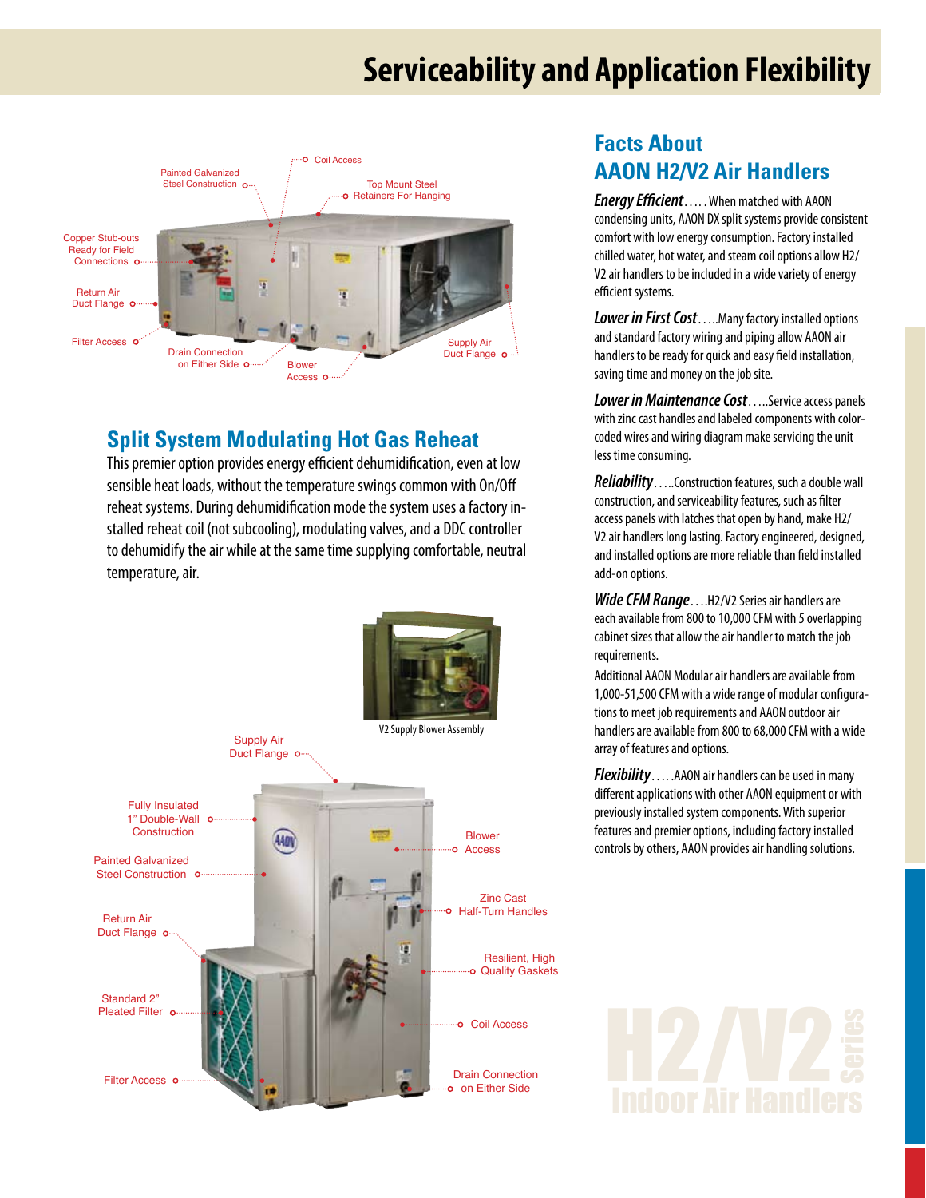# Serviceability and Application Flexibility

Coil Access

Painted Galvanized Steel Construction

Top Mount Steel Retainers For Hanging

Copper Stub-outs Ready for Field Connections

Return Air Duct Flange

Filter Access

Drain Connection on Either Side

Blower Access

Supply Air Duct Flange

## Split System Modulating Hot Gas Reheat

This premier option provides energy efficient dehumidification, even at low sensible heat loads, without the temperature swings common with On/Off reheat systems. During dehumidification mode the system uses a factory installed reheat coil (not subcooling), modulating valves, and a DDC controller to dehumidify the air while at the same time supplying comfortable, neutral temperature, air.

V2 Supply Blower Assembly

Supply Air Duct Flange

Fully Insulated 1" Double-Wall Construction

Painted Galvanized Steel Construction

Return Air Duct Flange

Standard 2" Pleated Filter

Filter Access

Blower Access

Zinc Cast Half-Turn Handles

Resilient, High Quality Gaskets

Coil Access

Drain Connection on Either Side

## Facts About AAON H2/V2 Air Handlers

***Energy Efficient***..... When matched with AAON condensing units, AAON DX split systems provide consistent comfort with low energy consumption. Factory installed chilled water, hot water, and steam coil options allow H2/V2 air handlers to be included in a wide variety of energy efficient systems.

***Lower in First Cost***.....Many factory installed options and standard factory wiring and piping allow AAON air handlers to be ready for quick and easy field installation, saving time and money on the job site.

***Lower in Maintenance Cost***.....Service access panels with zinc cast handles and labeled components with color-coded wires and wiring diagram make servicing the unit less time consuming.

***Reliability***.....Construction features, such a double wall construction, and serviceability features, such as filter access panels with latches that open by hand, make H2/V2 air handlers long lasting. Factory engineered, designed, and installed options are more reliable than field installed add-on options.

***Wide CFM Range***....H2/V2 Series air handlers are each available from 800 to 10,000 CFM with 5 overlapping cabinet sizes that allow the air handler to match the job requirements.

Additional AAON Modular air handlers are available from 1,000-51,500 CFM with a wide range of modular configurations to meet job requirements and AAON outdoor air handlers are available from 800 to 68,000 CFM with a wide array of features and options.

***Flexibility***.....AAON air handlers can be used in many different applications with other AAON equipment or with previously installed system components. With superior features and premier options, including factory installed controls by others, AAON provides air handling solutions.

H2/V2 Series Indoor Air Handlers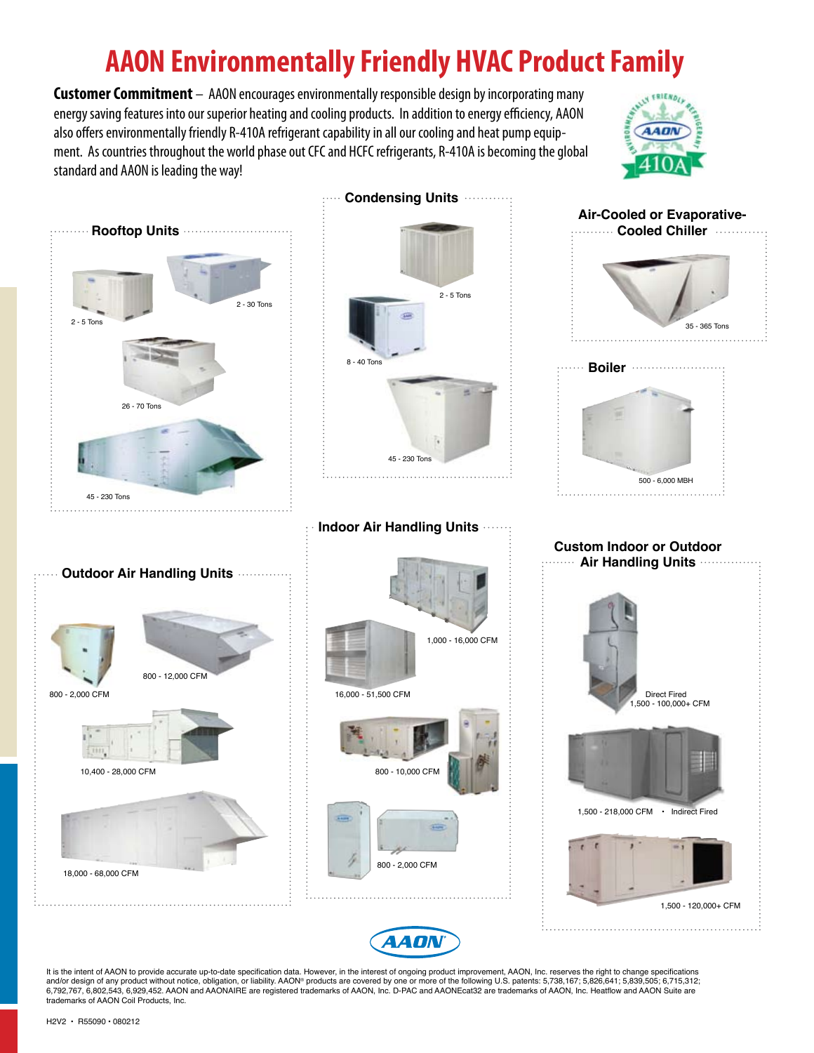# AAON Environmentally Friendly HVAC Product Family

**Customer Commitment** – AAON encourages environmentally responsible design by incorporating many energy saving features into our superior heating and cooling products. In addition to energy efficiency, AAON also offers environmentally friendly R-410A refrigerant capability in all our cooling and heat pump equipment. As countries throughout the world phase out CFC and HCFC refrigerants, R-410A is becoming the global standard and AAON is leading the way!

ENVIRONMENTALLY FRIENDLY REFRIGERANT AAON 410A

## Rooftop Units

2 - 5 Tons

2 - 30 Tons

26 - 70 Tons

45 - 230 Tons

## Condensing Units

2 - 5 Tons

8 - 40 Tons

45 - 230 Tons

## Air-Cooled or Evaporative-Cooled Chiller

35 - 365 Tons

## Boiler

500 - 6,000 MBH

## Outdoor Air Handling Units

800 - 2,000 CFM

800 - 12,000 CFM

10,400 - 28,000 CFM

18,000 - 68,000 CFM

## Indoor Air Handling Units

1,000 - 16,000 CFM

16,000 - 51,500 CFM

800 - 10,000 CFM

800 - 2,000 CFM

## Custom Indoor or Outdoor Air Handling Units

Direct Fired
1,500 - 100,000+ CFM

1,500 - 218,000 CFM • Indirect Fired

1,500 - 120,000+ CFM

AAON

It is the intent of AAON to provide accurate up-to-date specification data. However, in the interest of ongoing product improvement, AAON, Inc. reserves the right to change specifications and/or design of any product without notice, obligation, or liability. AAON® products are covered by one or more of the following U.S. patents: 5,738,167; 5,826,641; 5,839,505; 6,715,312; 6,792,767, 6,802,543, 6,929,452. AAON and AAONAIRE are registered trademarks of AAON, Inc. D-PAC and AAONEcat32 are trademarks of AAON, Inc. Heatflow and AAON Suite are trademarks of AAON Coil Products, Inc.

H2V2 • R55090 • 080212